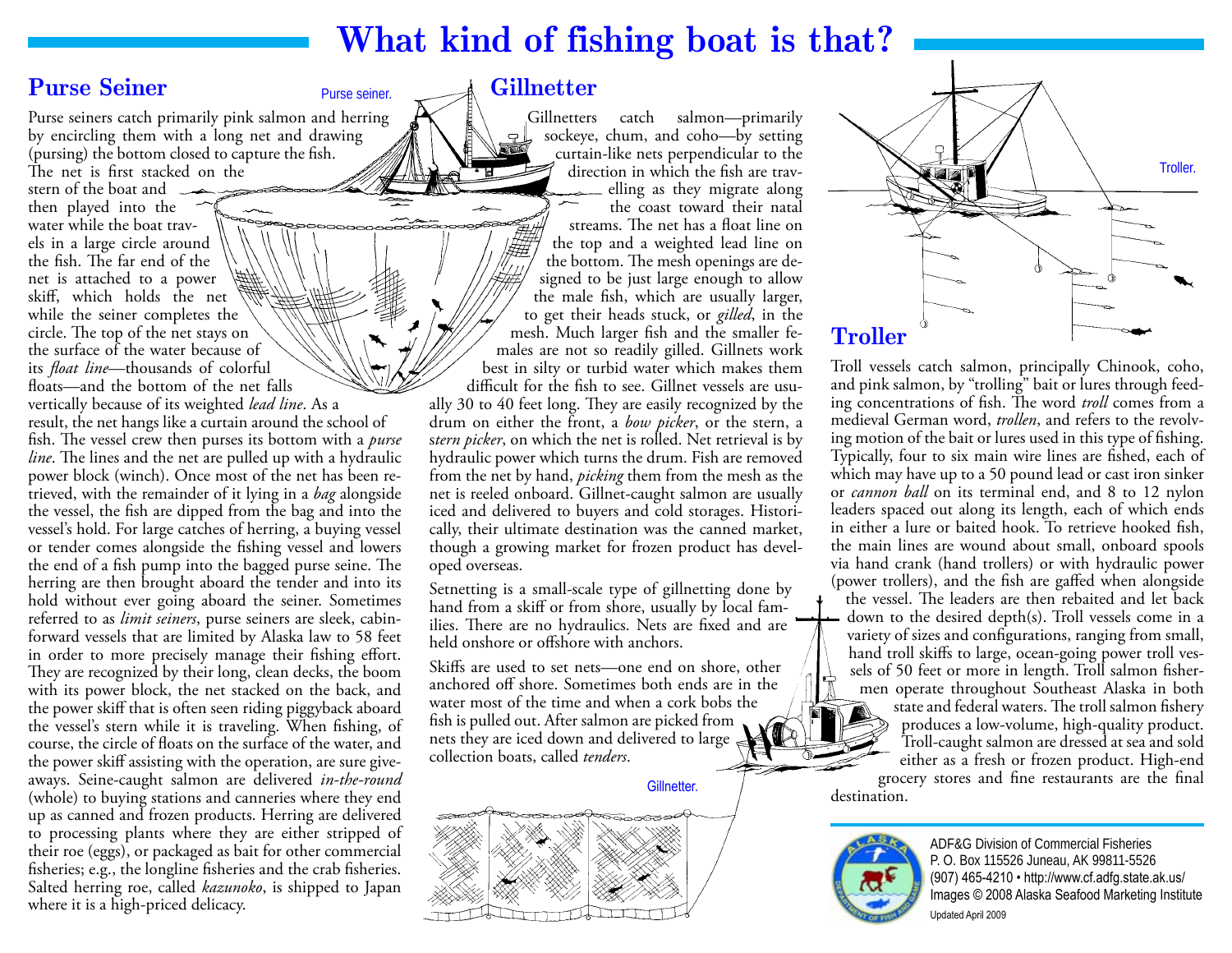# What kind of fishing boat is that?

## Purse Seiner

Purse seiner.

Purse seiners catch primarily pink salmon and herring by encircling them with a long net and drawing (pursing) the bottom closed to capture the fish. The net is first stacked on the stern of the boat and then played into the water while the boat travels in a large circle around the fish. The far end of the net is attached to a power skiff, which holds the net while the seiner completes the circle. The top of the net stays on the surface of the water because of its *float line*—thousands of colorful floats—and the bottom of the net falls vertically because of its weighted *lead line*. As a result, the net hangs like a curtain around the school of fish. The vessel crew then purses its bottom with a *purse line*. The lines and the net are pulled up with a hydraulic power block (winch). Once most of the net has been retrieved, with the remainder of it lying in a *bag* alongside the vessel, the fish are dipped from the bag and into the vessel's hold. For large catches of herring, a buying vessel or tender comes alongside the fishing vessel and lowers the end of a fish pump into the bagged purse seine. The herring are then brought aboard the tender and into its hold without ever going aboard the seiner. Sometimes referred to as *limit seiners*, purse seiners are sleek, cabin-forward vessels that are limited by Alaska law to 58 feet in order to more precisely manage their fishing effort. They are recognized by their long, clean decks, the boom with its power block, the net stacked on the back, and the power skiff that is often seen riding piggyback aboard the vessel's stern while it is traveling. When fishing, of course, the circle of floats on the surface of the water, and the power skiff assisting with the operation, are sure give-aways. Seine-caught salmon are delivered *in-the-round* (whole) to buying stations and canneries where they end up as canned and frozen products. Herring are delivered to processing plants where they are either stripped of their roe (eggs), or packaged as bait for other commercial fisheries; e.g., the longline fisheries and the crab fisheries. Salted herring roe, called *kazunoko*, is shipped to Japan where it is a high-priced delicacy.

## Gillnetter

Gillnetters catch salmon—primarily sockeye, chum, and coho—by setting curtain-like nets perpendicular to the direction in which the fish are travelling as they migrate along the coast toward their natal streams. The net has a float line on the top and a weighted lead line on the bottom. The mesh openings are designed to be just large enough to allow the male fish, which are usually larger, to get their heads stuck, or *gilled*, in the mesh. Much larger fish and the smaller females are not so readily gilled. Gillnets work best in silty or turbid water which makes them difficult for the fish to see. Gillnet vessels are usually 30 to 40 feet long. They are easily recognized by the drum on either the front, a *bow picker*, or the stern, a *stern picker*, on which the net is rolled. Net retrieval is by hydraulic power which turns the drum. Fish are removed from the net by hand, *picking* them from the mesh as the net is reeled onboard. Gillnet-caught salmon are usually iced and delivered to buyers and cold storages. Historically, their ultimate destination was the canned market, though a growing market for frozen product has developed overseas.

Setnetting is a small-scale type of gillnetting done by hand from a skiff or from shore, usually by local families. There are no hydraulics. Nets are fixed and are held onshore or offshore with anchors.

Skiffs are used to set nets—one end on shore, other anchored off shore. Sometimes both ends are in the water most of the time and when a cork bobs the fish is pulled out. After salmon are picked from nets they are iced down and delivered to large collection boats, called *tenders*.

Gillnetter.

## Troller

Troller.

Troll vessels catch salmon, principally Chinook, coho, and pink salmon, by "trolling" bait or lures through feeding concentrations of fish. The word *troll* comes from a medieval German word, *trollen*, and refers to the revolving motion of the bait or lures used in this type of fishing. Typically, four to six main wire lines are fished, each of which may have up to a 50 pound lead or cast iron sinker or *cannon ball* on its terminal end, and 8 to 12 nylon leaders spaced out along its length, each of which ends in either a lure or baited hook. To retrieve hooked fish, the main lines are wound about small, onboard spools via hand crank (hand trollers) or with hydraulic power (power trollers), and the fish are gaffed when alongside the vessel. The leaders are then rebaited and let back down to the desired depth(s). Troll vessels come in a variety of sizes and configurations, ranging from small, hand troll skiffs to large, ocean-going power troll vessels of 50 feet or more in length. Troll salmon fishermen operate throughout Southeast Alaska in both state and federal waters. The troll salmon fishery produces a low-volume, high-quality product. Troll-caught salmon are dressed at sea and sold either as a fresh or frozen product. High-end grocery stores and fine restaurants are the final destination.

ADF&G Division of Commercial Fisheries
P. O. Box 115526 Juneau, AK 99811-5526
(907) 465-4210 • http://www.cf.adfg.state.ak.us/
Images © 2008 Alaska Seafood Marketing Institute
Updated April 2009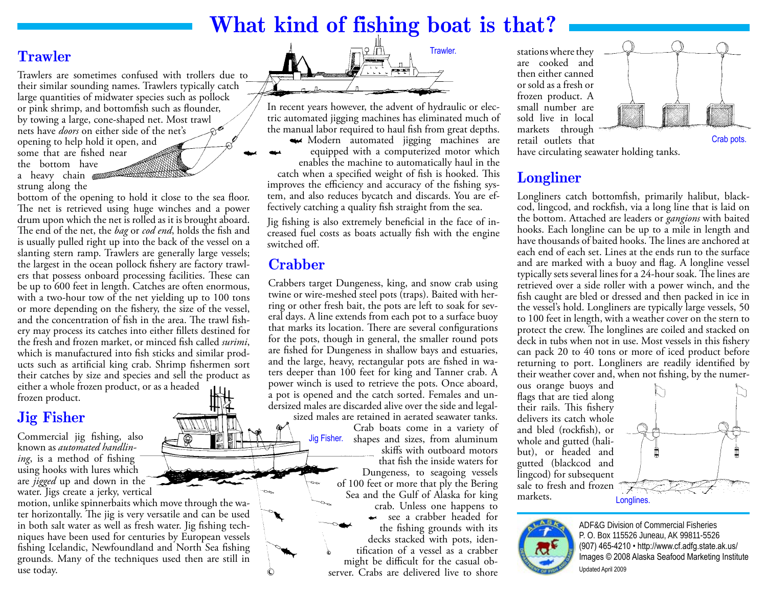# What kind of fishing boat is that?

## Trawler

Trawlers are sometimes confused with trollers due to their similar sounding names. Trawlers typically catch large quantities of midwater species such as pollock or pink shrimp, and bottomfish such as flounder, by towing a large, cone-shaped net. Most trawl nets have *doors* on either side of the net's opening to help hold it open, and some that are fished near the bottom have a heavy chain strung along the bottom of the opening to hold it close to the sea floor. The net is retrieved using huge winches and a power drum upon which the net is rolled as it is brought aboard. The end of the net, the *bag* or *cod end*, holds the fish and is usually pulled right up into the back of the vessel on a slanting stern ramp. Trawlers are generally large vessels; the largest in the ocean pollock fishery are factory trawlers that possess onboard processing facilities. These can be up to 600 feet in length. Catches are often enormous, with a two-hour tow of the net yielding up to 100 tons or more depending on the fishery, the size of the vessel, and the concentration of fish in the area. The trawl fishery may process its catches into either fillets destined for the fresh and frozen market, or minced fish called *surimi*, which is manufactured into fish sticks and similar products such as artificial king crab. Shrimp fishermen sort their catches by size and species and sell the product as either a whole frozen product, or as a headed frozen product.

Trawler.

## Jig Fisher

Commercial jig fishing, also known as *automated handlining*, is a method of fishing using hooks with lures which are *jigged* up and down in the water. Jigs create a jerky, vertical motion, unlike spinnerbaits which move through the water horizontally. The jig is very versatile and can be used in both salt water as well as fresh water. Jig fishing techniques have been used for centuries by European vessels fishing Icelandic, Newfoundland and North Sea fishing grounds. Many of the techniques used then are still in use today.

In recent years however, the advent of hydraulic or electric automated jigging machines has eliminated much of the manual labor required to haul fish from great depths. Modern automated jigging machines are equipped with a computerized motor which enables the machine to automatically haul in the catch when a specified weight of fish is hooked. This improves the efficiency and accuracy of the fishing system, and also reduces bycatch and discards. You are effectively catching a quality fish straight from the sea.

Jig fishing is also extremely beneficial in the face of increased fuel costs as boats actually fish with the engine switched off.

Jig Fisher.

## Crabber

Crabbers target Dungeness, king, and snow crab using twine or wire-meshed steel pots (traps). Baited with herring or other fresh bait, the pots are left to soak for several days. A line extends from each pot to a surface buoy that marks its location. There are several configurations for the pots, though in general, the smaller round pots are fished for Dungeness in shallow bays and estuaries, and the large, heavy, rectangular pots are fished in waters deeper than 100 feet for king and Tanner crab. A power winch is used to retrieve the pots. Once aboard, a pot is opened and the catch sorted. Females and undersized males are discarded alive over the side and legal-sized males are retained in aerated seawater tanks. Crab boats come in a variety of shapes and sizes, from aluminum skiffs with outboard motors that fish the inside waters for Dungeness, to seagoing vessels of 100 feet or more that ply the Bering Sea and the Gulf of Alaska for king crab. Unless one happens to see a crabber headed for the fishing grounds with its decks stacked with pots, identification of a vessel as a crabber might be difficult for the casual observer. Crabs are delivered live to shore stations where they are cooked and then either canned or sold as a fresh or frozen product. A small number are sold live in local markets through retail outlets that have circulating seawater holding tanks.

Crab pots.

## Longliner

Longliners catch bottomfish, primarily halibut, blackcod, lingcod, and rockfish, via a long line that is laid on the bottom. Attached are leaders or *gangions* with baited hooks. Each longline can be up to a mile in length and have thousands of baited hooks. The lines are anchored at each end of each set. Lines at the ends run to the surface and are marked with a buoy and flag. A longline vessel typically sets several lines for a 24-hour soak. The lines are retrieved over a side roller with a power winch, and the fish caught are bled or dressed and then packed in ice in the vessel's hold. Longliners are typically large vessels, 50 to 100 feet in length, with a weather cover on the stern to protect the crew. The longlines are coiled and stacked on deck in tubs when not in use. Most vessels in this fishery can pack 20 to 40 tons or more of iced product before returning to port. Longliners are readily identified by their weather cover and, when not fishing, by the numerous orange buoys and flags that are tied along their rails. This fishery delivers its catch whole and bled (rockfish), or whole and gutted (halibut), or headed and gutted (blackcod and lingcod) for subsequent sale to fresh and frozen markets.

Longlines.

ADF&G Division of Commercial Fisheries
P. O. Box 115526 Juneau, AK 99811-5526
(907) 465-4210 • http://www.cf.adfg.state.ak.us/
Images © 2008 Alaska Seafood Marketing Institute
Updated April 2009